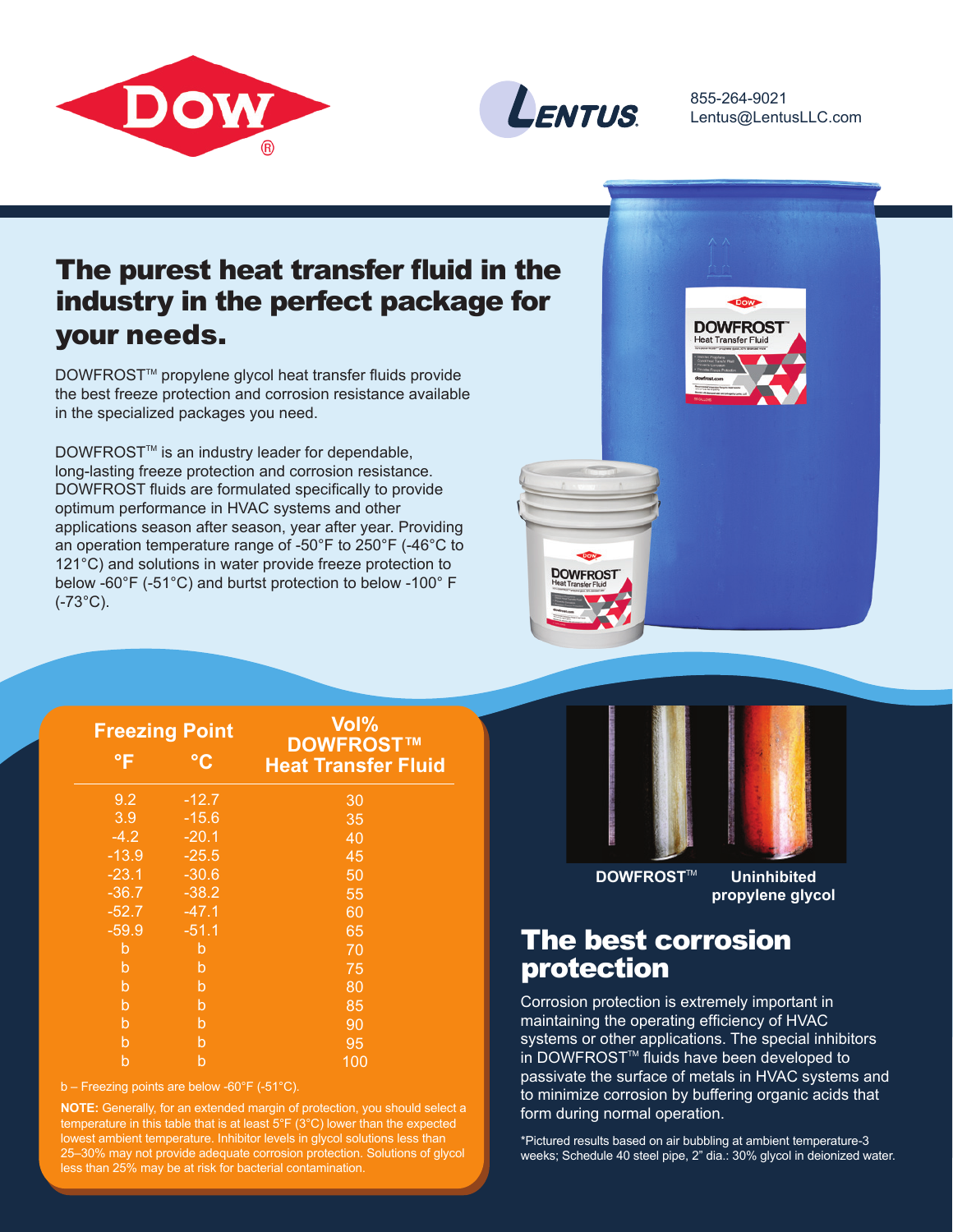855-264-9021
Lentus@LentusLLC.com

# The purest heat transfer fluid in the industry in the perfect package for your needs.

DOWFROST™ propylene glycol heat transfer fluids provide the best freeze protection and corrosion resistance available in the specialized packages you need.

DOWFROST™ is an industry leader for dependable, long-lasting freeze protection and corrosion resistance. DOWFROST fluids are formulated specifically to provide optimum performance in HVAC systems and other applications season after season, year after year. Providing an operation temperature range of -50°F to 250°F (-46°C to 121°C) and solutions in water provide freeze protection to below -60°F (-51°C) and burtst protection to below -100° F (-73°C).

| Freezing Point | | Vol% DOWFROST™ Heat Transfer Fluid |
|---|---|---|
| °F | °C | |
| 9.2 | -12.7 | 30 |
| 3.9 | -15.6 | 35 |
| -4.2 | -20.1 | 40 |
| -13.9 | -25.5 | 45 |
| -23.1 | -30.6 | 50 |
| -36.7 | -38.2 | 55 |
| -52.7 | -47.1 | 60 |
| -59.9 | -51.1 | 65 |
| b | b | 70 |
| b | b | 75 |
| b | b | 80 |
| b | b | 85 |
| b | b | 90 |
| b | b | 95 |
| b | b | 100 |

b – Freezing points are below -60°F (-51°C).

**NOTE:** Generally, for an extended margin of protection, you should select a temperature in this table that is at least 5°F (3°C) lower than the expected lowest ambient temperature. Inhibitor levels in glycol solutions less than 25–30% may not provide adequate corrosion protection. Solutions of glycol less than 25% may be at risk for bacterial contamination.

**DOWFROST™** **Uninhibited propylene glycol**

# The best corrosion protection

Corrosion protection is extremely important in maintaining the operating efficiency of HVAC systems or other applications. The special inhibitors in DOWFROST™ fluids have been developed to passivate the surface of metals in HVAC systems and to minimize corrosion by buffering organic acids that form during normal operation.

*Pictured results based on air bubbling at ambient temperature-3 weeks; Schedule 40 steel pipe, 2" dia.: 30% glycol in deionized water.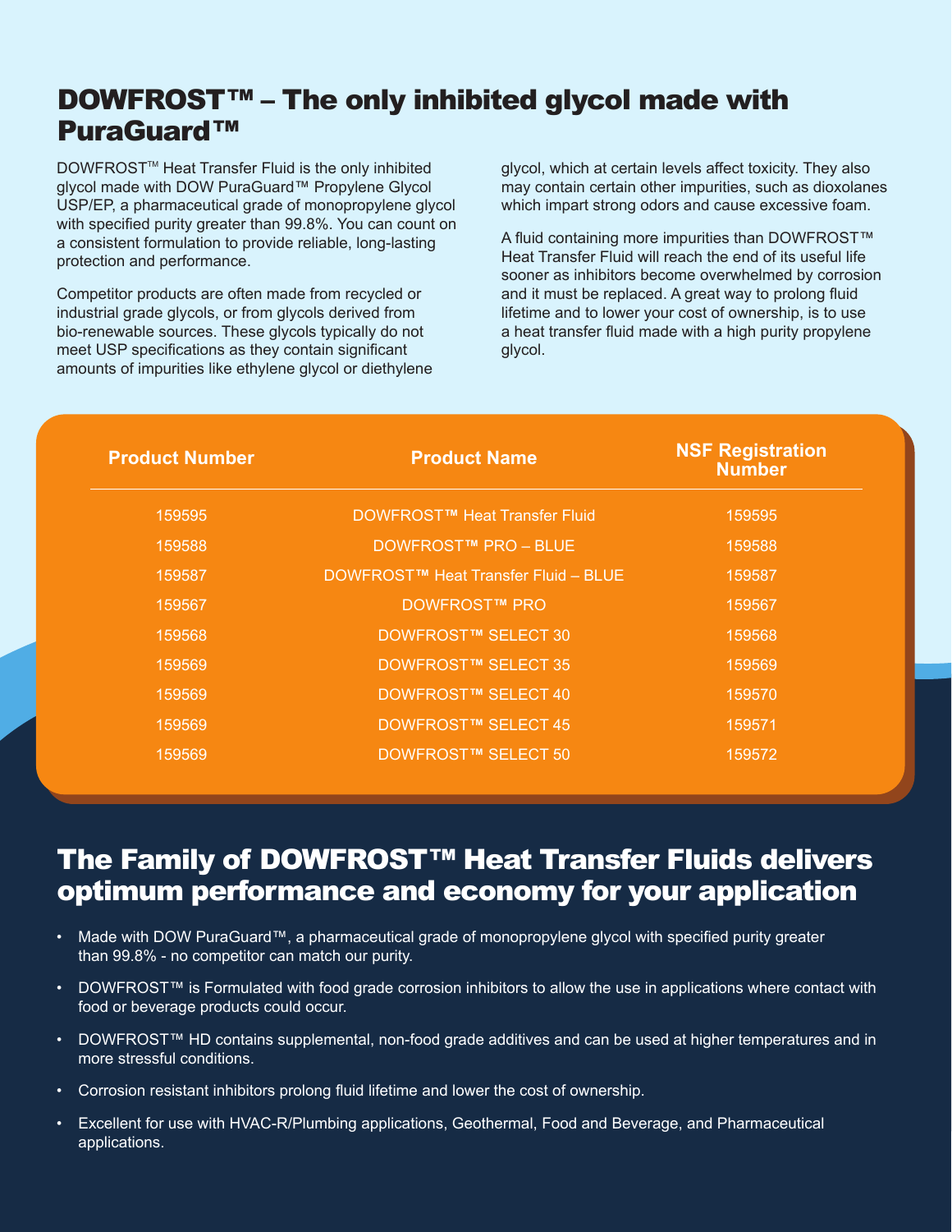## DOWFROST™ – The only inhibited glycol made with PuraGuard™

DOWFROST™ Heat Transfer Fluid is the only inhibited glycol made with DOW PuraGuard™ Propylene Glycol USP/EP, a pharmaceutical grade of monopropylene glycol with specified purity greater than 99.8%. You can count on a consistent formulation to provide reliable, long-lasting protection and performance.

Competitor products are often made from recycled or industrial grade glycols, or from glycols derived from bio-renewable sources. These glycols typically do not meet USP specifications as they contain significant amounts of impurities like ethylene glycol or diethylene glycol, which at certain levels affect toxicity. They also may contain certain other impurities, such as dioxolanes which impart strong odors and cause excessive foam.

A fluid containing more impurities than DOWFROST™ Heat Transfer Fluid will reach the end of its useful life sooner as inhibitors become overwhelmed by corrosion and it must be replaced. A great way to prolong fluid lifetime and to lower your cost of ownership, is to use a heat transfer fluid made with a high purity propylene glycol.

| Product Number | Product Name | NSF Registration Number |
|---|---|---|
| 159595 | DOWFROST™ Heat Transfer Fluid | 159595 |
| 159588 | DOWFROST™ PRO – BLUE | 159588 |
| 159587 | DOWFROST™ Heat Transfer Fluid – BLUE | 159587 |
| 159567 | DOWFROST™ PRO | 159567 |
| 159568 | DOWFROST™ SELECT 30 | 159568 |
| 159569 | DOWFROST™ SELECT 35 | 159569 |
| 159569 | DOWFROST™ SELECT 40 | 159570 |
| 159569 | DOWFROST™ SELECT 45 | 159571 |
| 159569 | DOWFROST™ SELECT 50 | 159572 |

## The Family of DOWFROST™ Heat Transfer Fluids delivers optimum performance and economy for your application

- Made with DOW PuraGuard™, a pharmaceutical grade of monopropylene glycol with specified purity greater than 99.8% - no competitor can match our purity.
- DOWFROST™ is Formulated with food grade corrosion inhibitors to allow the use in applications where contact with food or beverage products could occur.
- DOWFROST™ HD contains supplemental, non-food grade additives and can be used at higher temperatures and in more stressful conditions.
- Corrosion resistant inhibitors prolong fluid lifetime and lower the cost of ownership.
- Excellent for use with HVAC-R/Plumbing applications, Geothermal, Food and Beverage, and Pharmaceutical applications.